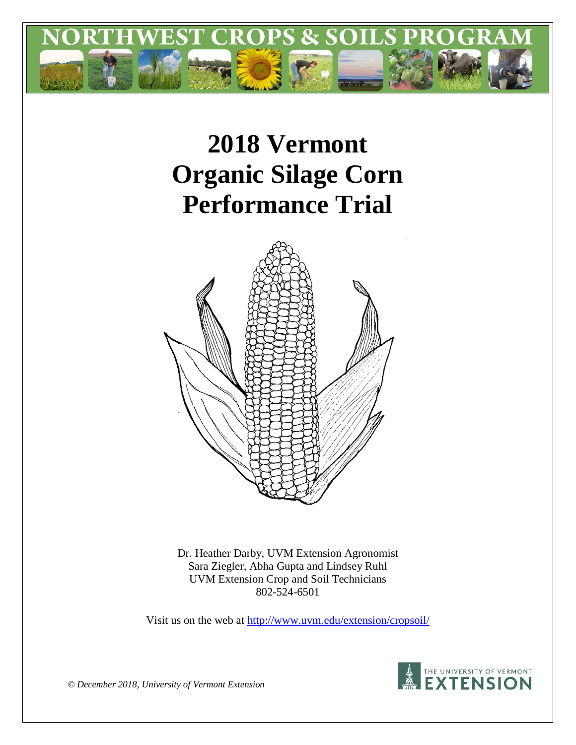NORTHWEST CROPS & SOILS PROGRAM

# 2018 Vermont Organic Silage Corn Performance Trial

Dr. Heather Darby, UVM Extension Agronomist
Sara Ziegler, Abha Gupta and Lindsey Ruhl
UVM Extension Crop and Soil Technicians
802-524-6501

Visit us on the web at http://www.uvm.edu/extension/cropsoil/

*© December 2018, University of Vermont Extension*

THE UNIVERSITY OF VERMONT EXTENSION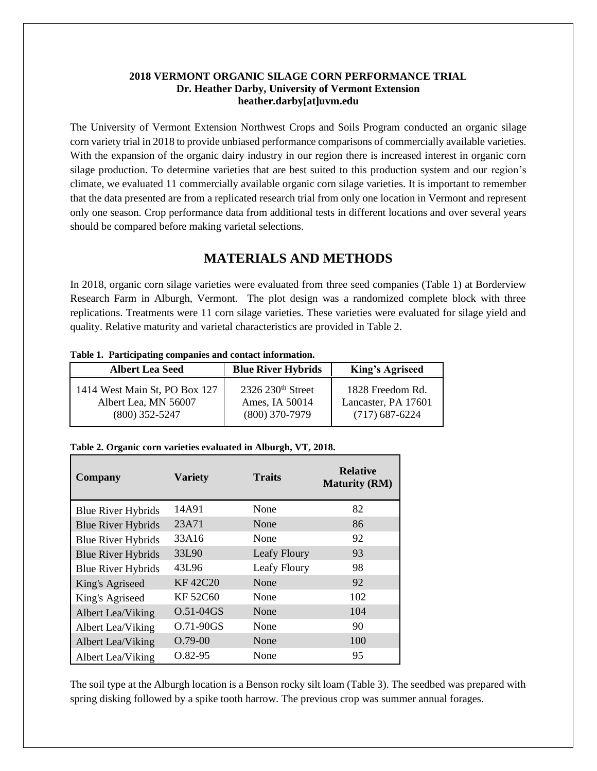**2018 VERMONT ORGANIC SILAGE CORN PERFORMANCE TRIAL**
**Dr. Heather Darby, University of Vermont Extension**
**heather.darby[at]uvm.edu**

The University of Vermont Extension Northwest Crops and Soils Program conducted an organic silage corn variety trial in 2018 to provide unbiased performance comparisons of commercially available varieties. With the expansion of the organic dairy industry in our region there is increased interest in organic corn silage production. To determine varieties that are best suited to this production system and our region's climate, we evaluated 11 commercially available organic corn silage varieties. It is important to remember that the data presented are from a replicated research trial from only one location in Vermont and represent only one season. Crop performance data from additional tests in different locations and over several years should be compared before making varietal selections.

# MATERIALS AND METHODS

In 2018, organic corn silage varieties were evaluated from three seed companies (Table 1) at Borderview Research Farm in Alburgh, Vermont. The plot design was a randomized complete block with three replications. Treatments were 11 corn silage varieties. These varieties were evaluated for silage yield and quality. Relative maturity and varietal characteristics are provided in Table 2.

**Table 1. Participating companies and contact information.**

| Albert Lea Seed | Blue River Hybrids | King's Agriseed |
|---|---|---|
| 1414 West Main St, PO Box 127<br>Albert Lea, MN 56007<br>(800) 352-5247 | 2326 230th Street<br>Ames, IA 50014<br>(800) 370-7979 | 1828 Freedom Rd.<br>Lancaster, PA 17601<br>(717) 687-6224 |

**Table 2. Organic corn varieties evaluated in Alburgh, VT, 2018.**

| Company | Variety | Traits | Relative Maturity (RM) |
|---|---|---|---|
| Blue River Hybrids | 14A91 | None | 82 |
| Blue River Hybrids | 23A71 | None | 86 |
| Blue River Hybrids | 33A16 | None | 92 |
| Blue River Hybrids | 33L90 | Leafy Floury | 93 |
| Blue River Hybrids | 43L96 | Leafy Floury | 98 |
| King's Agriseed | KF 42C20 | None | 92 |
| King's Agriseed | KF 52C60 | None | 102 |
| Albert Lea/Viking | O.51-04GS | None | 104 |
| Albert Lea/Viking | O.71-90GS | None | 90 |
| Albert Lea/Viking | O.79-00 | None | 100 |
| Albert Lea/Viking | O.82-95 | None | 95 |

The soil type at the Alburgh location is a Benson rocky silt loam (Table 3). The seedbed was prepared with spring disking followed by a spike tooth harrow. The previous crop was summer annual forages.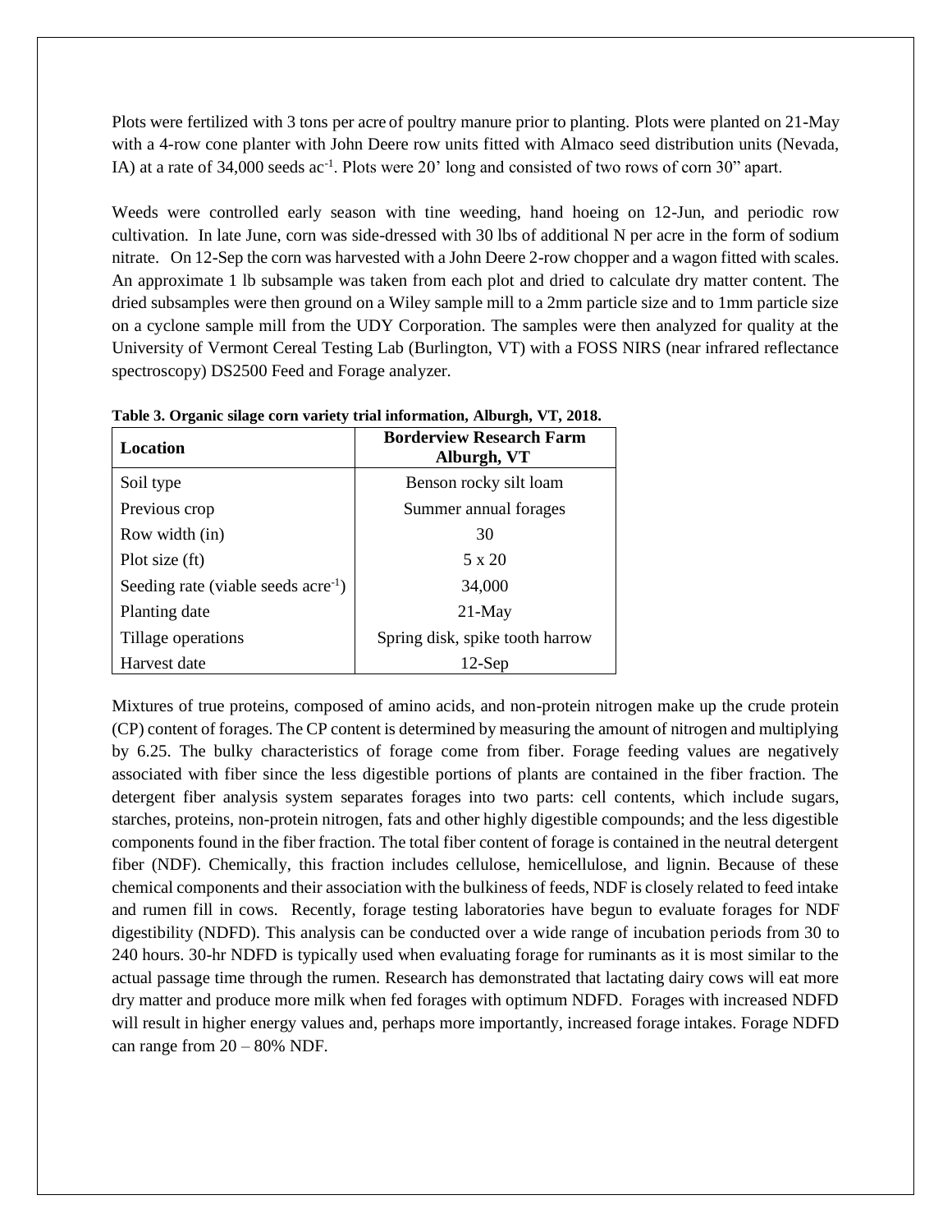Plots were fertilized with 3 tons per acre of poultry manure prior to planting. Plots were planted on 21-May with a 4-row cone planter with John Deere row units fitted with Almaco seed distribution units (Nevada, IA) at a rate of 34,000 seeds $ac^{-1}$. Plots were 20' long and consisted of two rows of corn 30" apart.

Weeds were controlled early season with tine weeding, hand hoeing on 12-Jun, and periodic row cultivation. In late June, corn was side-dressed with 30 lbs of additional N per acre in the form of sodium nitrate. On 12-Sep the corn was harvested with a John Deere 2-row chopper and a wagon fitted with scales. An approximate 1 lb subsample was taken from each plot and dried to calculate dry matter content. The dried subsamples were then ground on a Wiley sample mill to a 2mm particle size and to 1mm particle size on a cyclone sample mill from the UDY Corporation. The samples were then analyzed for quality at the University of Vermont Cereal Testing Lab (Burlington, VT) with a FOSS NIRS (near infrared reflectance spectroscopy) DS2500 Feed and Forage analyzer.

**Table 3. Organic silage corn variety trial information, Alburgh, VT, 2018.**

| Location | Borderview Research Farm Alburgh, VT |
|---|---|
| Soil type | Benson rocky silt loam |
| Previous crop | Summer annual forages |
| Row width (in) | 30 |
| Plot size (ft) | 5 x 20 |
| Seeding rate (viable seeds $acre^{-1}$) | 34,000 |
| Planting date | 21-May |
| Tillage operations | Spring disk, spike tooth harrow |
| Harvest date | 12-Sep |

Mixtures of true proteins, composed of amino acids, and non-protein nitrogen make up the crude protein (CP) content of forages. The CP content is determined by measuring the amount of nitrogen and multiplying by 6.25. The bulky characteristics of forage come from fiber. Forage feeding values are negatively associated with fiber since the less digestible portions of plants are contained in the fiber fraction. The detergent fiber analysis system separates forages into two parts: cell contents, which include sugars, starches, proteins, non-protein nitrogen, fats and other highly digestible compounds; and the less digestible components found in the fiber fraction. The total fiber content of forage is contained in the neutral detergent fiber (NDF). Chemically, this fraction includes cellulose, hemicellulose, and lignin. Because of these chemical components and their association with the bulkiness of feeds, NDF is closely related to feed intake and rumen fill in cows. Recently, forage testing laboratories have begun to evaluate forages for NDF digestibility (NDFD). This analysis can be conducted over a wide range of incubation periods from 30 to 240 hours. 30-hr NDFD is typically used when evaluating forage for ruminants as it is most similar to the actual passage time through the rumen. Research has demonstrated that lactating dairy cows will eat more dry matter and produce more milk when fed forages with optimum NDFD. Forages with increased NDFD will result in higher energy values and, perhaps more importantly, increased forage intakes. Forage NDFD can range from 20 – 80% NDF.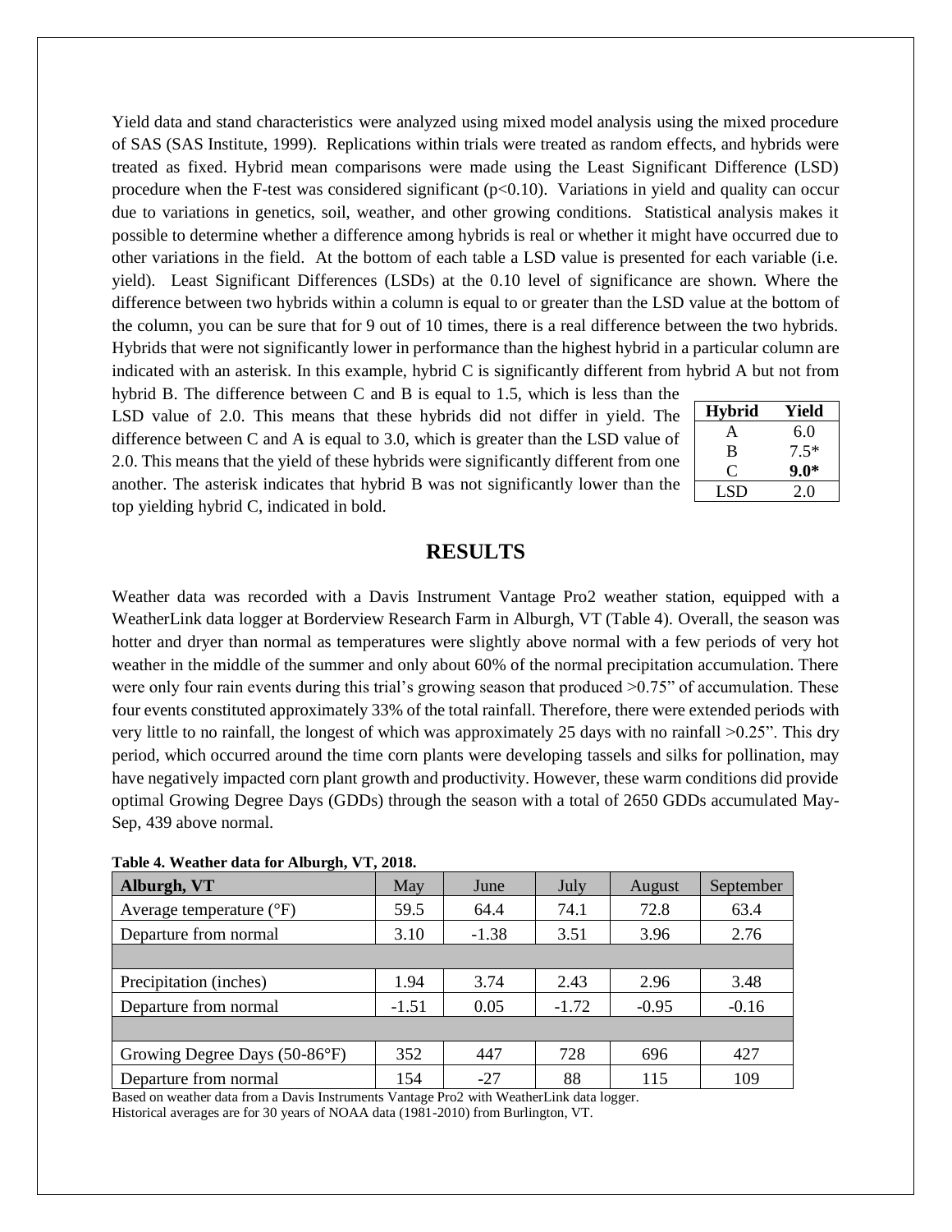Yield data and stand characteristics were analyzed using mixed model analysis using the mixed procedure of SAS (SAS Institute, 1999). Replications within trials were treated as random effects, and hybrids were treated as fixed. Hybrid mean comparisons were made using the Least Significant Difference (LSD) procedure when the F-test was considered significant ($p<0.10$). Variations in yield and quality can occur due to variations in genetics, soil, weather, and other growing conditions. Statistical analysis makes it possible to determine whether a difference among hybrids is real or whether it might have occurred due to other variations in the field. At the bottom of each table a LSD value is presented for each variable (i.e. yield). Least Significant Differences (LSDs) at the 0.10 level of significance are shown. Where the difference between two hybrids within a column is equal to or greater than the LSD value at the bottom of the column, you can be sure that for 9 out of 10 times, there is a real difference between the two hybrids. Hybrids that were not significantly lower in performance than the highest hybrid in a particular column are indicated with an asterisk. In this example, hybrid C is significantly different from hybrid A but not from hybrid B. The difference between C and B is equal to 1.5, which is less than the LSD value of 2.0. This means that these hybrids did not differ in yield. The difference between C and A is equal to 3.0, which is greater than the LSD value of 2.0. This means that the yield of these hybrids were significantly different from one another. The asterisk indicates that hybrid B was not significantly lower than the top yielding hybrid C, indicated in bold.

| Hybrid | Yield |
|---|---|
| A | 6.0 |
| B | 7.5* |
| C | **9.0*** |
| LSD | 2.0 |

# RESULTS

Weather data was recorded with a Davis Instrument Vantage Pro2 weather station, equipped with a WeatherLink data logger at Borderview Research Farm in Alburgh, VT (Table 4). Overall, the season was hotter and dryer than normal as temperatures were slightly above normal with a few periods of very hot weather in the middle of the summer and only about 60% of the normal precipitation accumulation. There were only four rain events during this trial's growing season that produced >0.75" of accumulation. These four events constituted approximately 33% of the total rainfall. Therefore, there were extended periods with very little to no rainfall, the longest of which was approximately 25 days with no rainfall >0.25". This dry period, which occurred around the time corn plants were developing tassels and silks for pollination, may have negatively impacted corn plant growth and productivity. However, these warm conditions did provide optimal Growing Degree Days (GDDs) through the season with a total of 2650 GDDs accumulated May-Sep, 439 above normal.

**Table 4. Weather data for Alburgh, VT, 2018.**

| Alburgh, VT | May | June | July | August | September |
|---|---|---|---|---|---|
| Average temperature (°F) | 59.5 | 64.4 | 74.1 | 72.8 | 63.4 |
| Departure from normal | 3.10 | -1.38 | 3.51 | 3.96 | 2.76 |
| | | | | | |
| Precipitation (inches) | 1.94 | 3.74 | 2.43 | 2.96 | 3.48 |
| Departure from normal | -1.51 | 0.05 | -1.72 | -0.95 | -0.16 |
| | | | | | |
| Growing Degree Days (50-86°F) | 352 | 447 | 728 | 696 | 427 |
| Departure from normal | 154 | -27 | 88 | 115 | 109 |

Based on weather data from a Davis Instruments Vantage Pro2 with WeatherLink data logger.
Historical averages are for 30 years of NOAA data (1981-2010) from Burlington, VT.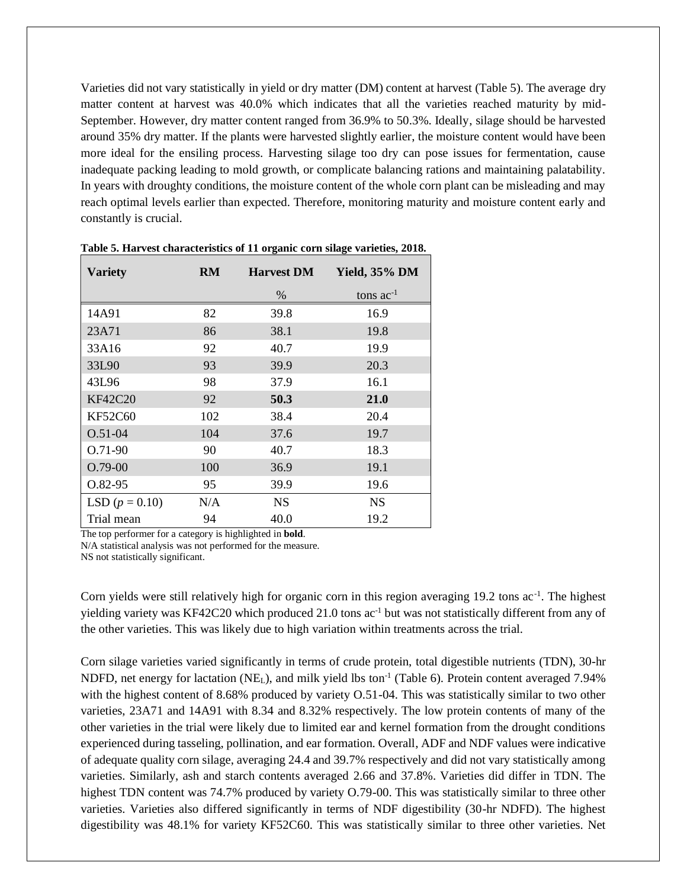Varieties did not vary statistically in yield or dry matter (DM) content at harvest (Table 5). The average dry matter content at harvest was 40.0% which indicates that all the varieties reached maturity by mid-September. However, dry matter content ranged from 36.9% to 50.3%. Ideally, silage should be harvested around 35% dry matter. If the plants were harvested slightly earlier, the moisture content would have been more ideal for the ensiling process. Harvesting silage too dry can pose issues for fermentation, cause inadequate packing leading to mold growth, or complicate balancing rations and maintaining palatability. In years with droughty conditions, the moisture content of the whole corn plant can be misleading and may reach optimal levels earlier than expected. Therefore, monitoring maturity and moisture content early and constantly is crucial.

**Table 5. Harvest characteristics of 11 organic corn silage varieties, 2018.**

| Variety | RM | Harvest DM | Yield, 35% DM |
|---|---|---|---|
| | | % | tons ac$^{-1}$ |
| 14A91 | 82 | 39.8 | 16.9 |
| 23A71 | 86 | 38.1 | 19.8 |
| 33A16 | 92 | 40.7 | 19.9 |
| 33L90 | 93 | 39.9 | 20.3 |
| 43L96 | 98 | 37.9 | 16.1 |
| KF42C20 | 92 | **50.3** | **21.0** |
| KF52C60 | 102 | 38.4 | 20.4 |
| O.51-04 | 104 | 37.6 | 19.7 |
| O.71-90 | 90 | 40.7 | 18.3 |
| O.79-00 | 100 | 36.9 | 19.1 |
| O.82-95 | 95 | 39.9 | 19.6 |
| LSD ($p$ = 0.10) | N/A | NS | NS |
| Trial mean | 94 | 40.0 | 19.2 |

The top performer for a category is highlighted in **bold**.
N/A statistical analysis was not performed for the measure.
NS not statistically significant.

Corn yields were still relatively high for organic corn in this region averaging 19.2 tons ac$^{-1}$. The highest yielding variety was KF42C20 which produced 21.0 tons ac$^{-1}$ but was not statistically different from any of the other varieties. This was likely due to high variation within treatments across the trial.

Corn silage varieties varied significantly in terms of crude protein, total digestible nutrients (TDN), 30-hr NDFD, net energy for lactation ($NE_L$), and milk yield lbs ton$^{-1}$ (Table 6). Protein content averaged 7.94% with the highest content of 8.68% produced by variety O.51-04. This was statistically similar to two other varieties, 23A71 and 14A91 with 8.34 and 8.32% respectively. The low protein contents of many of the other varieties in the trial were likely due to limited ear and kernel formation from the drought conditions experienced during tasseling, pollination, and ear formation. Overall, ADF and NDF values were indicative of adequate quality corn silage, averaging 24.4 and 39.7% respectively and did not vary statistically among varieties. Similarly, ash and starch contents averaged 2.66 and 37.8%. Varieties did differ in TDN. The highest TDN content was 74.7% produced by variety O.79-00. This was statistically similar to three other varieties. Varieties also differed significantly in terms of NDF digestibility (30-hr NDFD). The highest digestibility was 48.1% for variety KF52C60. This was statistically similar to three other varieties. Net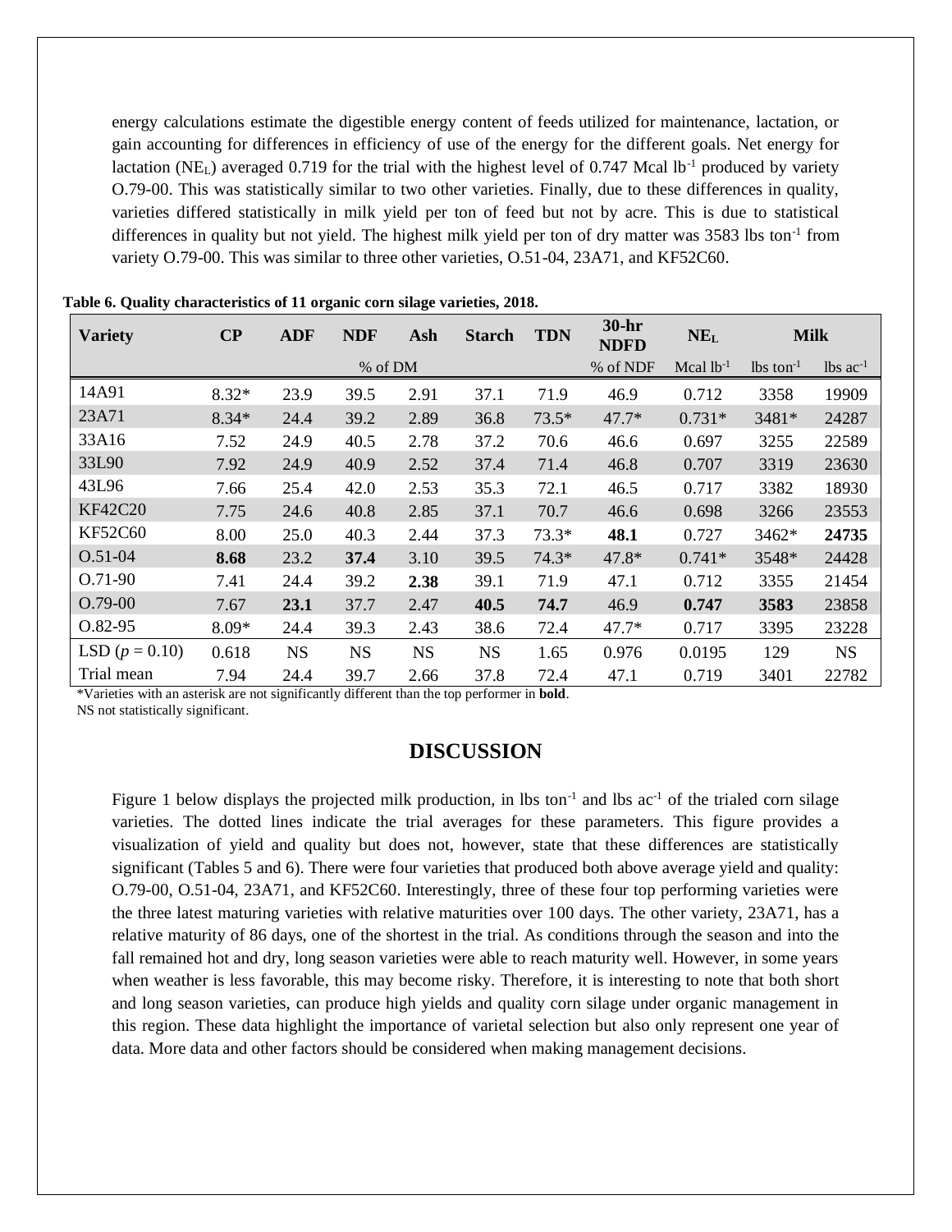energy calculations estimate the digestible energy content of feeds utilized for maintenance, lactation, or gain accounting for differences in efficiency of use of the energy for the different goals. Net energy for lactation ($NE_L$) averaged 0.719 for the trial with the highest level of 0.747 Mcal $lb^{-1}$ produced by variety O.79-00. This was statistically similar to two other varieties. Finally, due to these differences in quality, varieties differed statistically in milk yield per ton of feed but not by acre. This is due to statistical differences in quality but not yield. The highest milk yield per ton of dry matter was 3583 lbs $ton^{-1}$ from variety O.79-00. This was similar to three other varieties, O.51-04, 23A71, and KF52C60.

**Table 6. Quality characteristics of 11 organic corn silage varieties, 2018.**

| Variety | CP | ADF | NDF | Ash | Starch | TDN | 30-hr NDFD | $NE_L$ | Milk | |
|---|---|---|---|---|---|---|---|---|---|---|
| | % of DM | | | | | | % of NDF | Mcal $lb^{-1}$ | lbs $ton^{-1}$ | lbs $ac^{-1}$ |
| 14A91 | 8.32* | 23.9 | 39.5 | 2.91 | 37.1 | 71.9 | 46.9 | 0.712 | 3358 | 19909 |
| 23A71 | 8.34* | 24.4 | 39.2 | 2.89 | 36.8 | 73.5* | 47.7* | 0.731* | 3481* | 24287 |
| 33A16 | 7.52 | 24.9 | 40.5 | 2.78 | 37.2 | 70.6 | 46.6 | 0.697 | 3255 | 22589 |
| 33L90 | 7.92 | 24.9 | 40.9 | 2.52 | 37.4 | 71.4 | 46.8 | 0.707 | 3319 | 23630 |
| 43L96 | 7.66 | 25.4 | 42.0 | 2.53 | 35.3 | 72.1 | 46.5 | 0.717 | 3382 | 18930 |
| KF42C20 | 7.75 | 24.6 | 40.8 | 2.85 | 37.1 | 70.7 | 46.6 | 0.698 | 3266 | 23553 |
| KF52C60 | 8.00 | 25.0 | 40.3 | 2.44 | 37.3 | 73.3* | **48.1** | 0.727 | 3462* | **24735** |
| O.51-04 | **8.68** | 23.2 | **37.4** | 3.10 | 39.5 | 74.3* | 47.8* | 0.741* | 3548* | 24428 |
| O.71-90 | 7.41 | 24.4 | 39.2 | **2.38** | 39.1 | 71.9 | 47.1 | 0.712 | 3355 | 21454 |
| O.79-00 | 7.67 | **23.1** | 37.7 | 2.47 | **40.5** | **74.7** | 46.9 | **0.747** | **3583** | 23858 |
| O.82-95 | 8.09* | 24.4 | 39.3 | 2.43 | 38.6 | 72.4 | 47.7* | 0.717 | 3395 | 23228 |
| LSD ($p = 0.10$) | 0.618 | NS | NS | NS | NS | 1.65 | 0.976 | 0.0195 | 129 | NS |
| Trial mean | 7.94 | 24.4 | 39.7 | 2.66 | 37.8 | 72.4 | 47.1 | 0.719 | 3401 | 22782 |

*Varieties with an asterisk are not significantly different than the top performer in **bold**.
NS not statistically significant.

## DISCUSSION

Figure 1 below displays the projected milk production, in lbs $ton^{-1}$ and lbs $ac^{-1}$ of the trialed corn silage varieties. The dotted lines indicate the trial averages for these parameters. This figure provides a visualization of yield and quality but does not, however, state that these differences are statistically significant (Tables 5 and 6). There were four varieties that produced both above average yield and quality: O.79-00, O.51-04, 23A71, and KF52C60. Interestingly, three of these four top performing varieties were the three latest maturing varieties with relative maturities over 100 days. The other variety, 23A71, has a relative maturity of 86 days, one of the shortest in the trial. As conditions through the season and into the fall remained hot and dry, long season varieties were able to reach maturity well. However, in some years when weather is less favorable, this may become risky. Therefore, it is interesting to note that both short and long season varieties, can produce high yields and quality corn silage under organic management in this region. These data highlight the importance of varietal selection but also only represent one year of data. More data and other factors should be considered when making management decisions.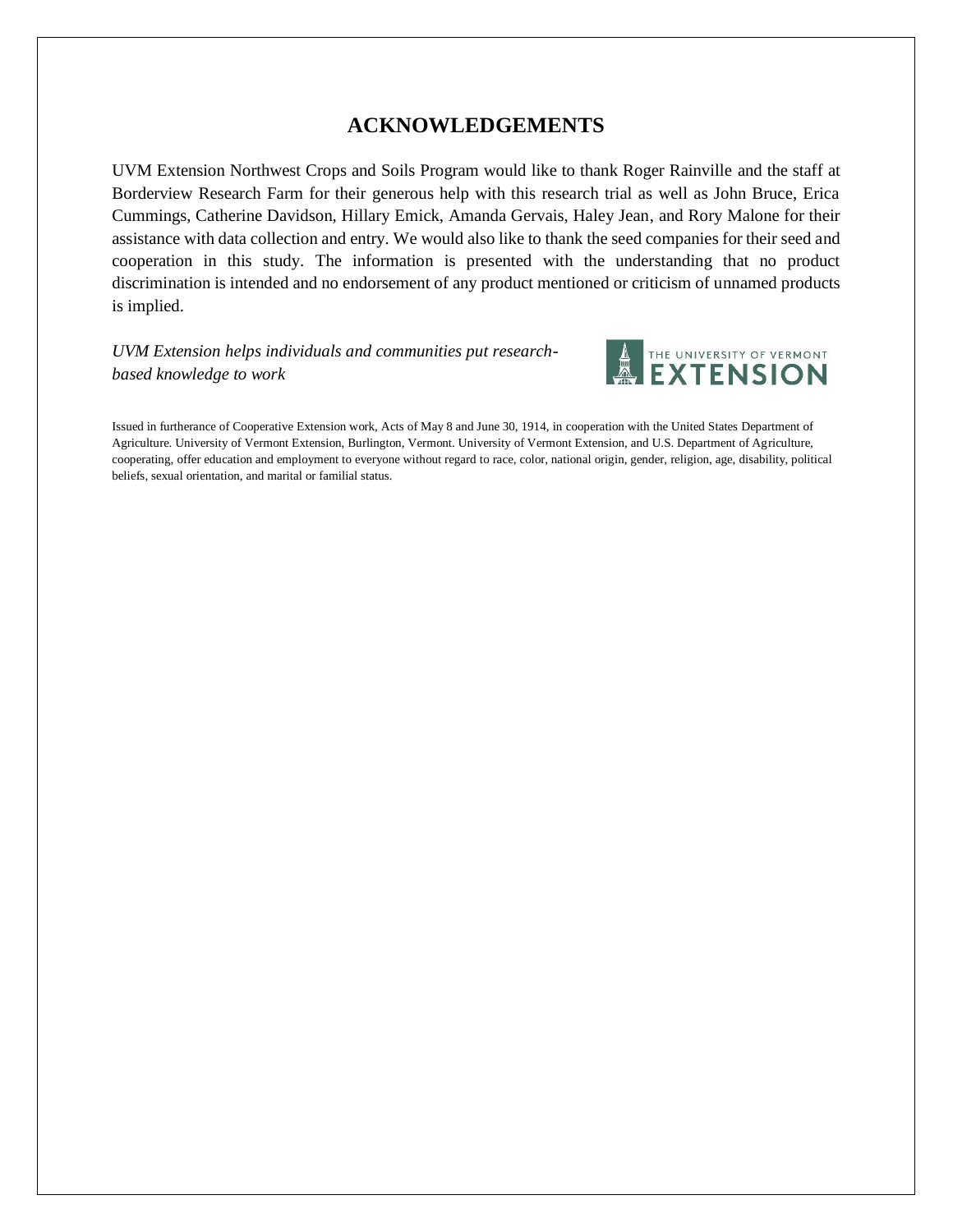## ACKNOWLEDGEMENTS

UVM Extension Northwest Crops and Soils Program would like to thank Roger Rainville and the staff at Borderview Research Farm for their generous help with this research trial as well as John Bruce, Erica Cummings, Catherine Davidson, Hillary Emick, Amanda Gervais, Haley Jean, and Rory Malone for their assistance with data collection and entry. We would also like to thank the seed companies for their seed and cooperation in this study. The information is presented with the understanding that no product discrimination is intended and no endorsement of any product mentioned or criticism of unnamed products is implied.

*UVM Extension helps individuals and communities put research-based knowledge to work*

THE UNIVERSITY OF VERMONT EXTENSION

Issued in furtherance of Cooperative Extension work, Acts of May 8 and June 30, 1914, in cooperation with the United States Department of Agriculture. University of Vermont Extension, Burlington, Vermont. University of Vermont Extension, and U.S. Department of Agriculture, cooperating, offer education and employment to everyone without regard to race, color, national origin, gender, religion, age, disability, political beliefs, sexual orientation, and marital or familial status.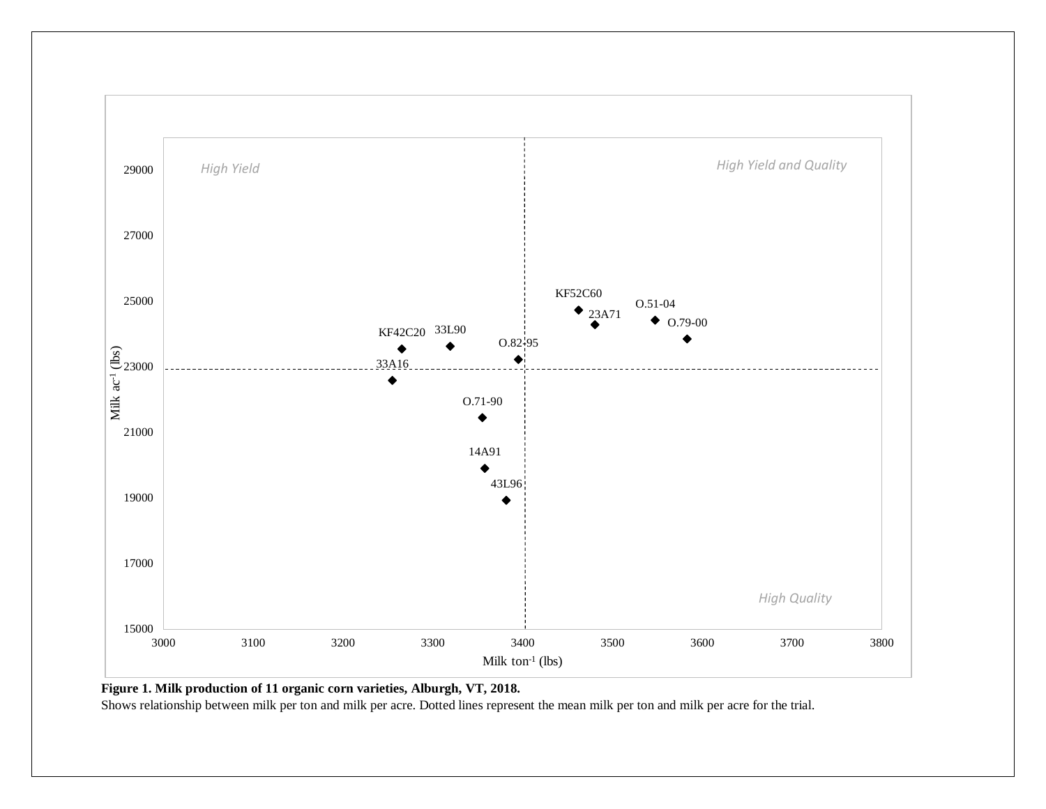High Yield

High Yield and Quality

High Quality

29000

27000

25000

23000

21000

19000

17000

15000

Milk ac$^{-1}$ (lbs)

3000 3100 3200 3300 3400 3500 3600 3700 3800

Milk ton$^{-1}$ (lbs)

KF52C60

O.51-04

23A71

O.79-00

KF42C20

33L90

O.82-95

33A16

O.71-90

14A91

43L96

**Figure 1. Milk production of 11 organic corn varieties, Alburgh, VT, 2018.**

Shows relationship between milk per ton and milk per acre. Dotted lines represent the mean milk per ton and milk per acre for the trial.